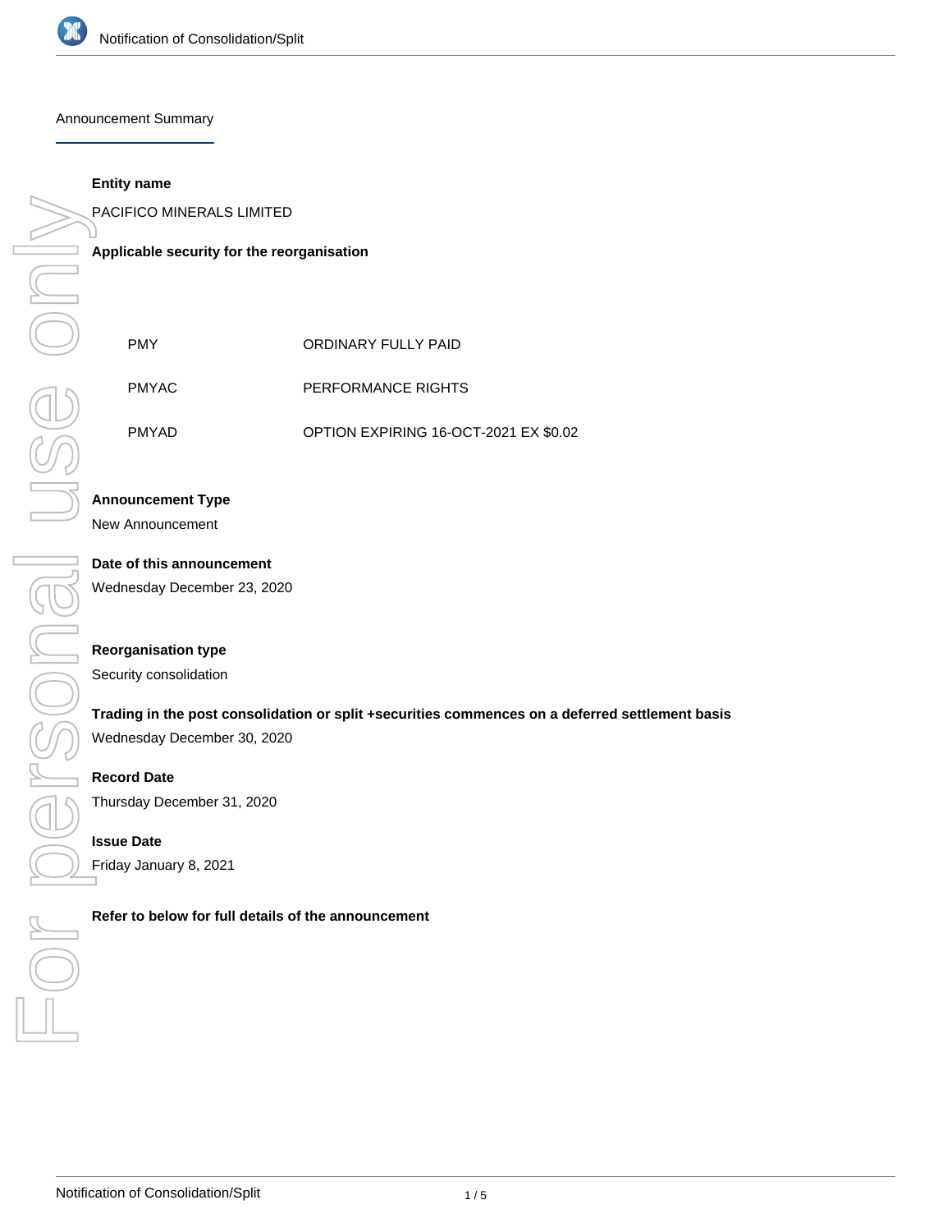# Announcement Summary

**Entity name**

PACIFICO MINERALS LIMITED

**Applicable security for the reorganisation**

| | |
|---|---|
| PMY | ORDINARY FULLY PAID |
| PMYAC | PERFORMANCE RIGHTS |
| PMYAD | OPTION EXPIRING 16-OCT-2021 EX $0.02 |

**Announcement Type**

New Announcement

**Date of this announcement**

Wednesday December 23, 2020

**Reorganisation type**

Security consolidation

**Trading in the post consolidation or split +securities commences on a deferred settlement basis**

Wednesday December 30, 2020

**Record Date**

Thursday December 31, 2020

**Issue Date**

Friday January 8, 2021

**Refer to below for full details of the announcement**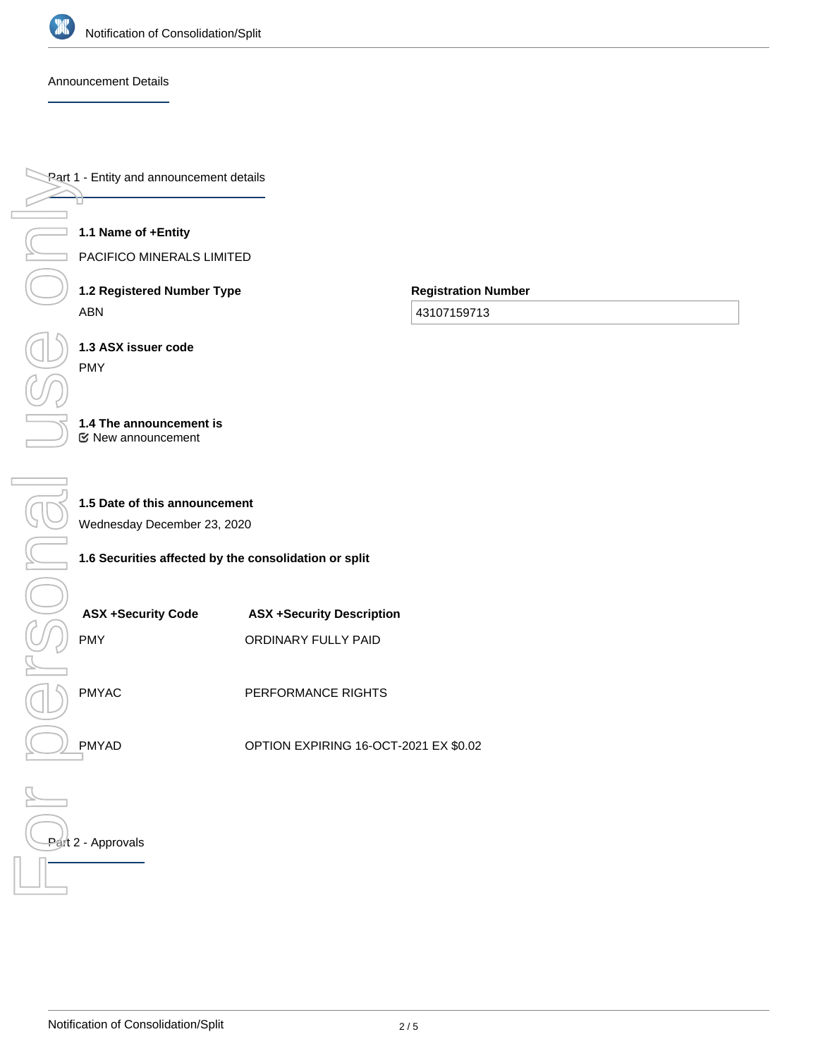## Announcement Details

### Part 1 - Entity and announcement details

**1.1 Name of +Entity**

PACIFICO MINERALS LIMITED

**1.2 Registered Number Type**

ABN

**Registration Number**

43107159713

**1.3 ASX issuer code**

PMY

**1.4 The announcement is**

New announcement

**1.5 Date of this announcement**

Wednesday December 23, 2020

**1.6 Securities affected by the consolidation or split**

| ASX +Security Code | ASX +Security Description |
|---|---|
| PMY | ORDINARY FULLY PAID |
| PMYAC | PERFORMANCE RIGHTS |
| PMYAD | OPTION EXPIRING 16-OCT-2021 EX $0.02 |

### Part 2 - Approvals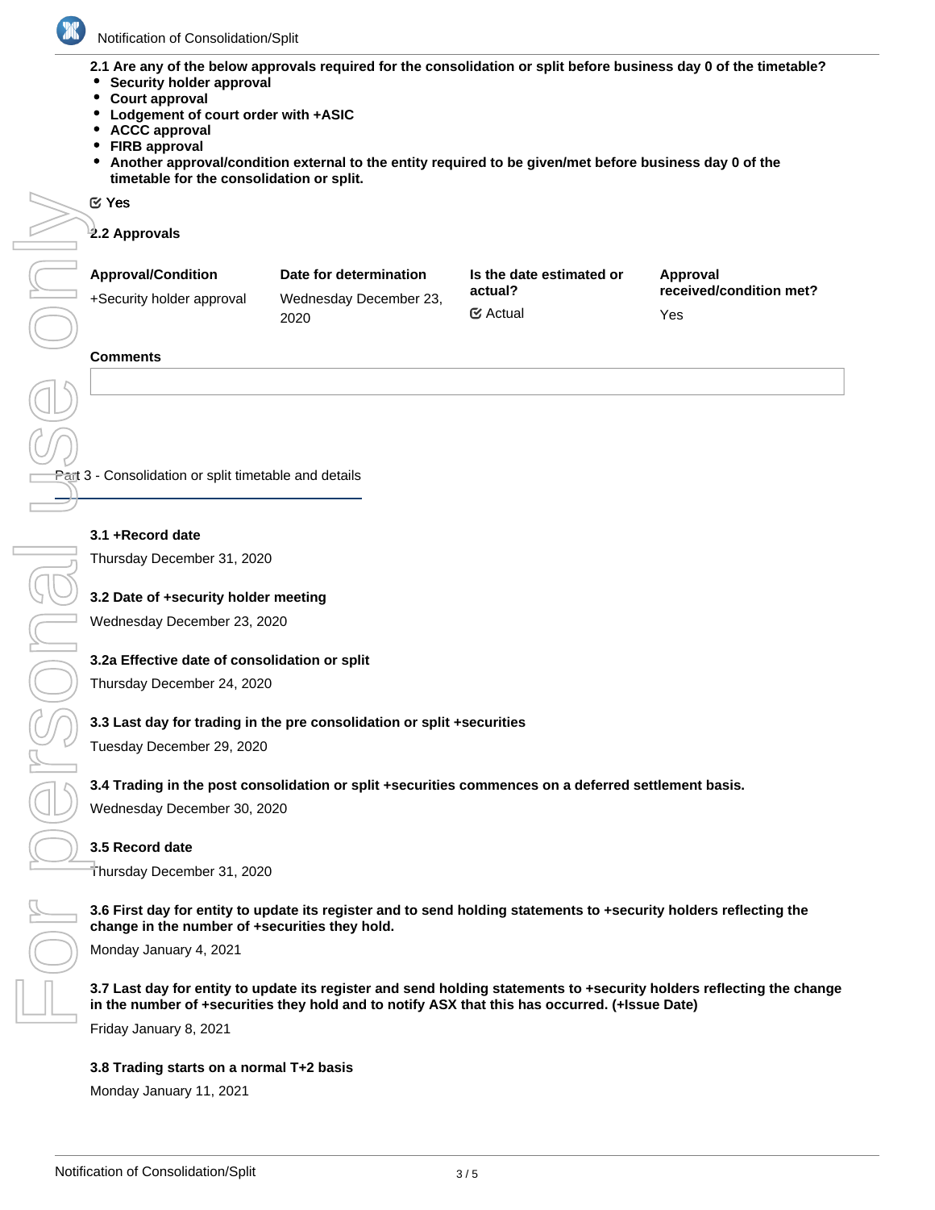**2.1 Are any of the below approvals required for the consolidation or split before business day 0 of the timetable?**

- **Security holder approval**
- **Court approval**
- **Lodgement of court order with +ASIC**
- **ACCC approval**
- **FIRB approval**
- **Another approval/condition external to the entity required to be given/met before business day 0 of the timetable for the consolidation or split.**

☑ Yes

**2.2 Approvals**

| Approval/Condition | Date for determination | Is the date estimated or actual? | Approval received/condition met? |
| --- | --- | --- | --- |
| +Security holder approval | Wednesday December 23, 2020 | ☑ Actual | Yes |

**Comments**

## Part 3 - Consolidation or split timetable and details

**3.1 +Record date**

Thursday December 31, 2020

**3.2 Date of +security holder meeting**

Wednesday December 23, 2020

**3.2a Effective date of consolidation or split**

Thursday December 24, 2020

**3.3 Last day for trading in the pre consolidation or split +securities**

Tuesday December 29, 2020

**3.4 Trading in the post consolidation or split +securities commences on a deferred settlement basis.**

Wednesday December 30, 2020

**3.5 Record date**

Thursday December 31, 2020

**3.6 First day for entity to update its register and to send holding statements to +security holders reflecting the change in the number of +securities they hold.**

Monday January 4, 2021

**3.7 Last day for entity to update its register and send holding statements to +security holders reflecting the change in the number of +securities they hold and to notify ASX that this has occurred. (+Issue Date)**

Friday January 8, 2021

**3.8 Trading starts on a normal T+2 basis**

Monday January 11, 2021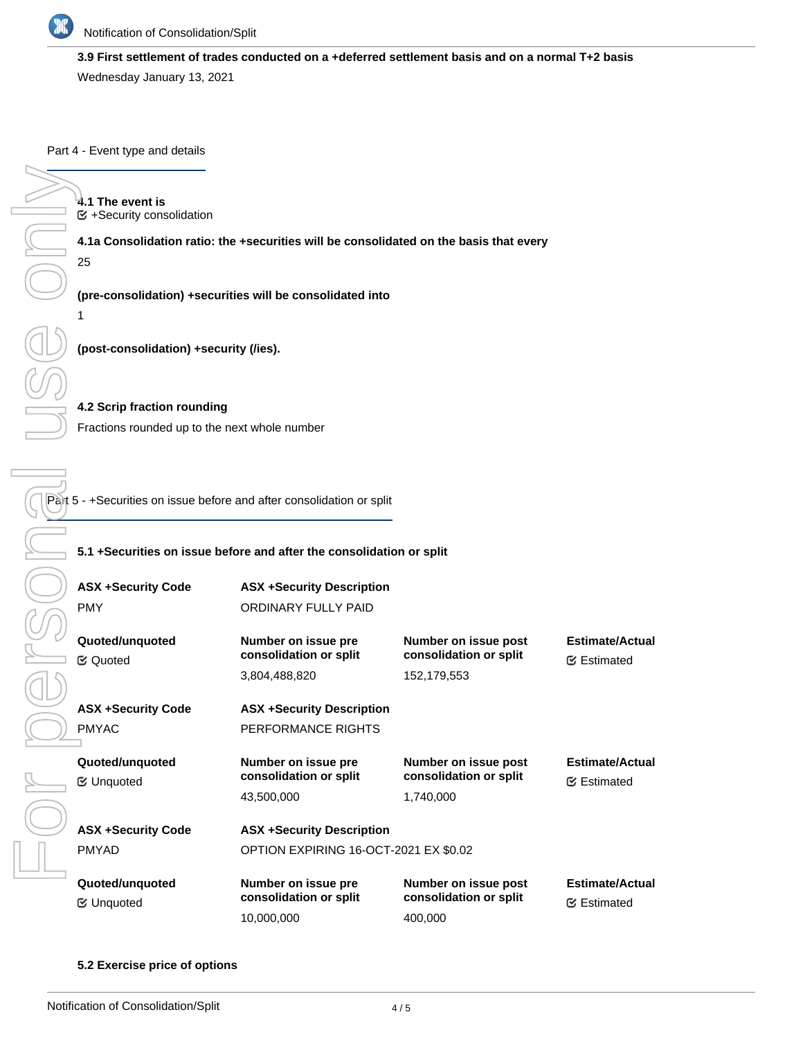**3.9 First settlement of trades conducted on a +deferred settlement basis and on a normal T+2 basis**

Wednesday January 13, 2021

## Part 4 - Event type and details

**4.1 The event is**

☑ +Security consolidation

**4.1a Consolidation ratio: the +securities will be consolidated on the basis that every**

25

**(pre-consolidation) +securities will be consolidated into**

1

**(post-consolidation) +security (/ies).**

**4.2 Scrip fraction rounding**

Fractions rounded up to the next whole number

## Part 5 - +Securities on issue before and after consolidation or split

**5.1 +Securities on issue before and after the consolidation or split**

| ASX +Security Code | ASX +Security Description | | |
|---|---|---|---|
| PMY | ORDINARY FULLY PAID | | |
| **Quoted/unquoted** | **Number on issue pre consolidation or split** | **Number on issue post consolidation or split** | **Estimate/Actual** |
| ☑ Quoted | 3,804,488,820 | 152,179,553 | ☑ Estimated |

| ASX +Security Code | ASX +Security Description | | |
|---|---|---|---|
| PMYAC | PERFORMANCE RIGHTS | | |
| **Quoted/unquoted** | **Number on issue pre consolidation or split** | **Number on issue post consolidation or split** | **Estimate/Actual** |
| ☑ Unquoted | 43,500,000 | 1,740,000 | ☑ Estimated |

| ASX +Security Code | ASX +Security Description | | |
|---|---|---|---|
| PMYAD | OPTION EXPIRING 16-OCT-2021 EX $0.02 | | |
| **Quoted/unquoted** | **Number on issue pre consolidation or split** | **Number on issue post consolidation or split** | **Estimate/Actual** |
| ☑ Unquoted | 10,000,000 | 400,000 | ☑ Estimated |

**5.2 Exercise price of options**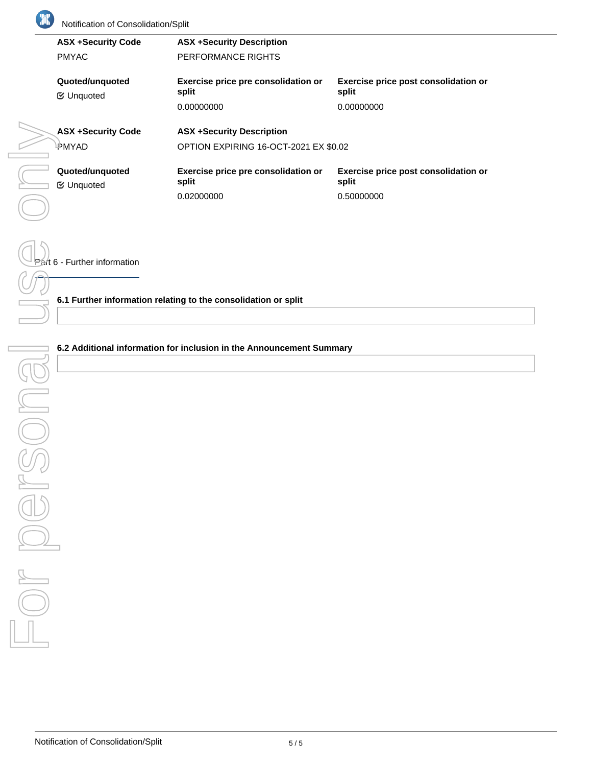| ASX +Security Code | ASX +Security Description | |
|---|---|---|
| PMYAC | PERFORMANCE RIGHTS | |
| **Quoted/unquoted** | **Exercise price pre consolidation or split** | **Exercise price post consolidation or split** |
| Unquoted | 0.00000000 | 0.00000000 |

| ASX +Security Code | ASX +Security Description | |
|---|---|---|
| PMYAD | OPTION EXPIRING 16-OCT-2021 EX $0.02 | |
| **Quoted/unquoted** | **Exercise price pre consolidation or split** | **Exercise price post consolidation or split** |
| Unquoted | 0.02000000 | 0.50000000 |

## Part 6 - Further information

**6.1 Further information relating to the consolidation or split**

**6.2 Additional information for inclusion in the Announcement Summary**